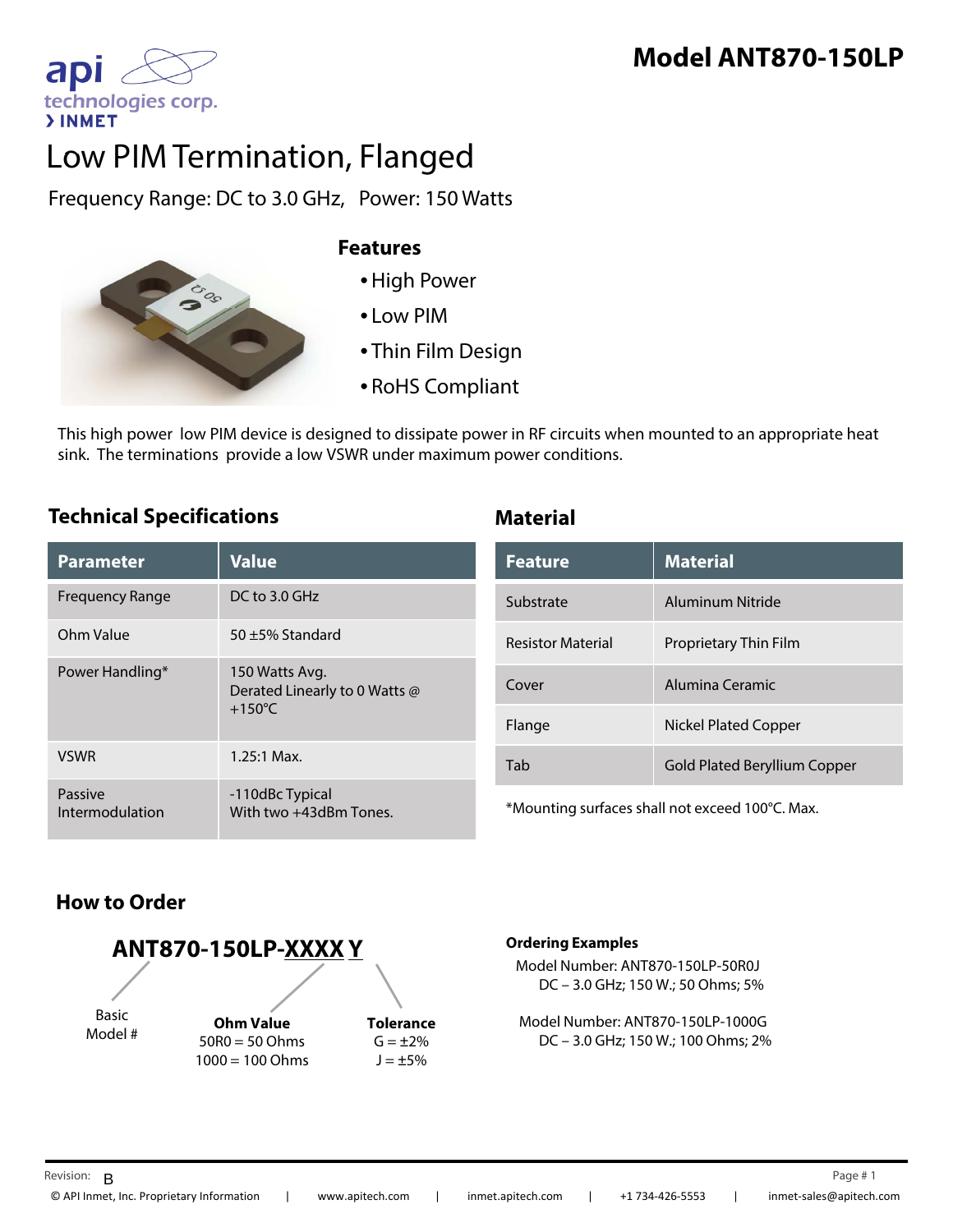# Model ANT870-150LP

api technologies corp.
› INMET

# Low PIM Termination, Flanged

Frequency Range: DC to 3.0 GHz, Power: 150 Watts

## Features

- High Power
- Low PIM
- Thin Film Design
- RoHS Compliant

This high power low PIM device is designed to dissipate power in RF circuits when mounted to an appropriate heat sink. The terminations provide a low VSWR under maximum power conditions.

## Technical Specifications

| Parameter | Value |
| --- | --- |
| Frequency Range | DC to 3.0 GHz |
| Ohm Value | 50 ±5% Standard |
| Power Handling* | 150 Watts Avg. Derated Linearly to 0 Watts @ +150°C |
| VSWR | 1.25:1 Max. |
| Passive Intermodulation | -110dBc Typical With two +43dBm Tones. |

## Material

| Feature | Material |
| --- | --- |
| Substrate | Aluminum Nitride |
| Resistor Material | Proprietary Thin Film |
| Cover | Alumina Ceramic |
| Flange | Nickel Plated Copper |
| Tab | Gold Plated Beryllium Copper |

*Mounting surfaces shall not exceed 100°C. Max.

## How to Order

**ANT870-150LP-XXXX Y**

- Basic Model #
- **Ohm Value**: 50R0 = 50 Ohms; 1000 = 100 Ohms
- **Tolerance**: G = ±2%; J = ±5%

**Ordering Examples**

Model Number: ANT870-150LP-50R0J
DC – 3.0 GHz; 150 W.; 50 Ohms; 5%

Model Number: ANT870-150LP-1000G
DC – 3.0 GHz; 150 W.; 100 Ohms; 2%

Revision: B

© API Inmet, Inc. Proprietary Information | www.apitech.com | inmet.apitech.com | +1 734-426-5553 | inmet-sales@apitech.com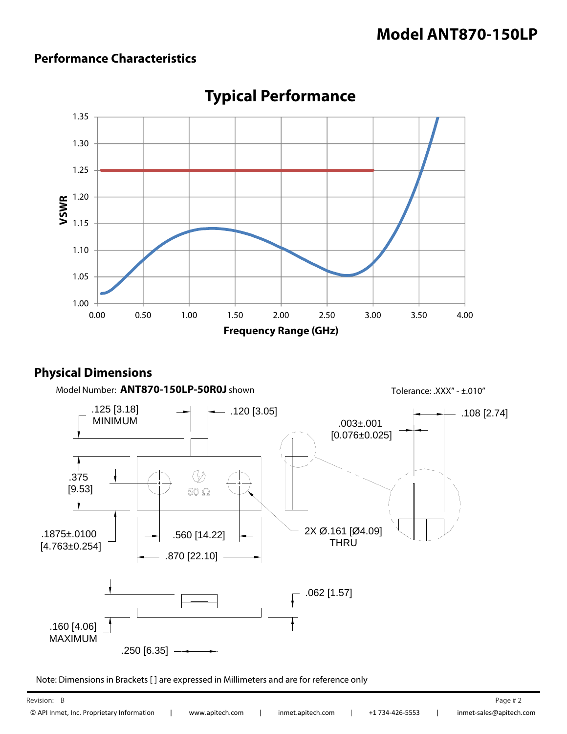# Model ANT870-150LP

## Performance Characteristics

**Typical Performance**

VSWR

1.35
1.30
1.25
1.20
1.15
1.10
1.05
1.00

0.00 0.50 1.00 1.50 2.00 2.50 3.00 3.50 4.00

**Frequency Range (GHz)**

## Physical Dimensions

Model Number: **ANT870-150LP-50R0J** shown

Tolerance: .XXX" - ±.010"

.125 [3.18] MINIMUM

.120 [3.05]

.003±.001 [0.076±0.025]

.108 [2.74]

.375 [9.53]

50 Ω

.1875±.0100 [4.763±0.254]

.560 [14.22]

2X Ø.161 [Ø4.09] THRU

.870 [22.10]

.062 [1.57]

.160 [4.06] MAXIMUM

.250 [6.35]

Note: Dimensions in Brackets [ ] are expressed in Millimeters and are for reference only

Revision: B

© API Inmet, Inc. Proprietary Information | www.apitech.com | inmet.apitech.com | +1 734-426-5553 | inmet-sales@apitech.com